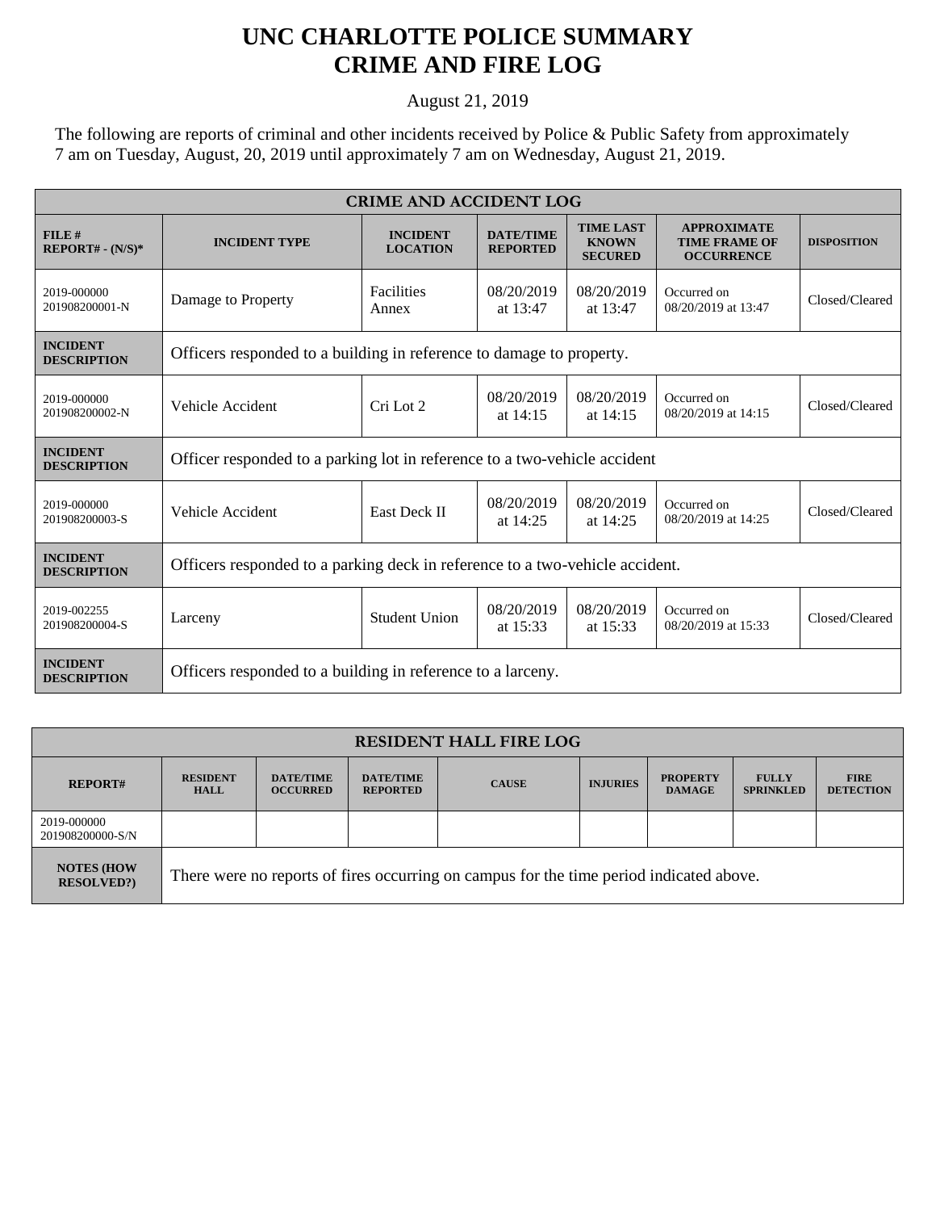# UNC CHARLOTTE POLICE SUMMARY
# CRIME AND FIRE LOG

August 21, 2019

The following are reports of criminal and other incidents received by Police & Public Safety from approximately 7 am on Tuesday, August, 20, 2019 until approximately 7 am on Wednesday, August 21, 2019.

| CRIME AND ACCIDENT LOG | | | | | | |
|---|---|---|---|---|---|---|
| **FILE # REPORT# - (N/S)*** | **INCIDENT TYPE** | **INCIDENT LOCATION** | **DATE/TIME REPORTED** | **TIME LAST KNOWN SECURED** | **APPROXIMATE TIME FRAME OF OCCURRENCE** | **DISPOSITION** |
| 2019-000000 201908200001-N | Damage to Property | Facilities Annex | 08/20/2019 at 13:47 | 08/20/2019 at 13:47 | Occurred on 08/20/2019 at 13:47 | Closed/Cleared |
| **INCIDENT DESCRIPTION** | Officers responded to a building in reference to damage to property. | | | | | |
| 2019-000000 201908200002-N | Vehicle Accident | Cri Lot 2 | 08/20/2019 at 14:15 | 08/20/2019 at 14:15 | Occurred on 08/20/2019 at 14:15 | Closed/Cleared |
| **INCIDENT DESCRIPTION** | Officer responded to a parking lot in reference to a two-vehicle accident | | | | | |
| 2019-000000 201908200003-S | Vehicle Accident | East Deck II | 08/20/2019 at 14:25 | 08/20/2019 at 14:25 | Occurred on 08/20/2019 at 14:25 | Closed/Cleared |
| **INCIDENT DESCRIPTION** | Officers responded to a parking deck in reference to a two-vehicle accident. | | | | | |
| 2019-002255 201908200004-S | Larceny | Student Union | 08/20/2019 at 15:33 | 08/20/2019 at 15:33 | Occurred on 08/20/2019 at 15:33 | Closed/Cleared |
| **INCIDENT DESCRIPTION** | Officers responded to a building in reference to a larceny. | | | | | |

| RESIDENT HALL FIRE LOG | | | | | | | | |
|---|---|---|---|---|---|---|---|---|
| **REPORT#** | **RESIDENT HALL** | **DATE/TIME OCCURRED** | **DATE/TIME REPORTED** | **CAUSE** | **INJURIES** | **PROPERTY DAMAGE** | **FULLY SPRINKLED** | **FIRE DETECTION** |
| 2019-000000 201908200000-S/N | | | | | | | | |
| **NOTES (HOW RESOLVED?)** | There were no reports of fires occurring on campus for the time period indicated above. | | | | | | | |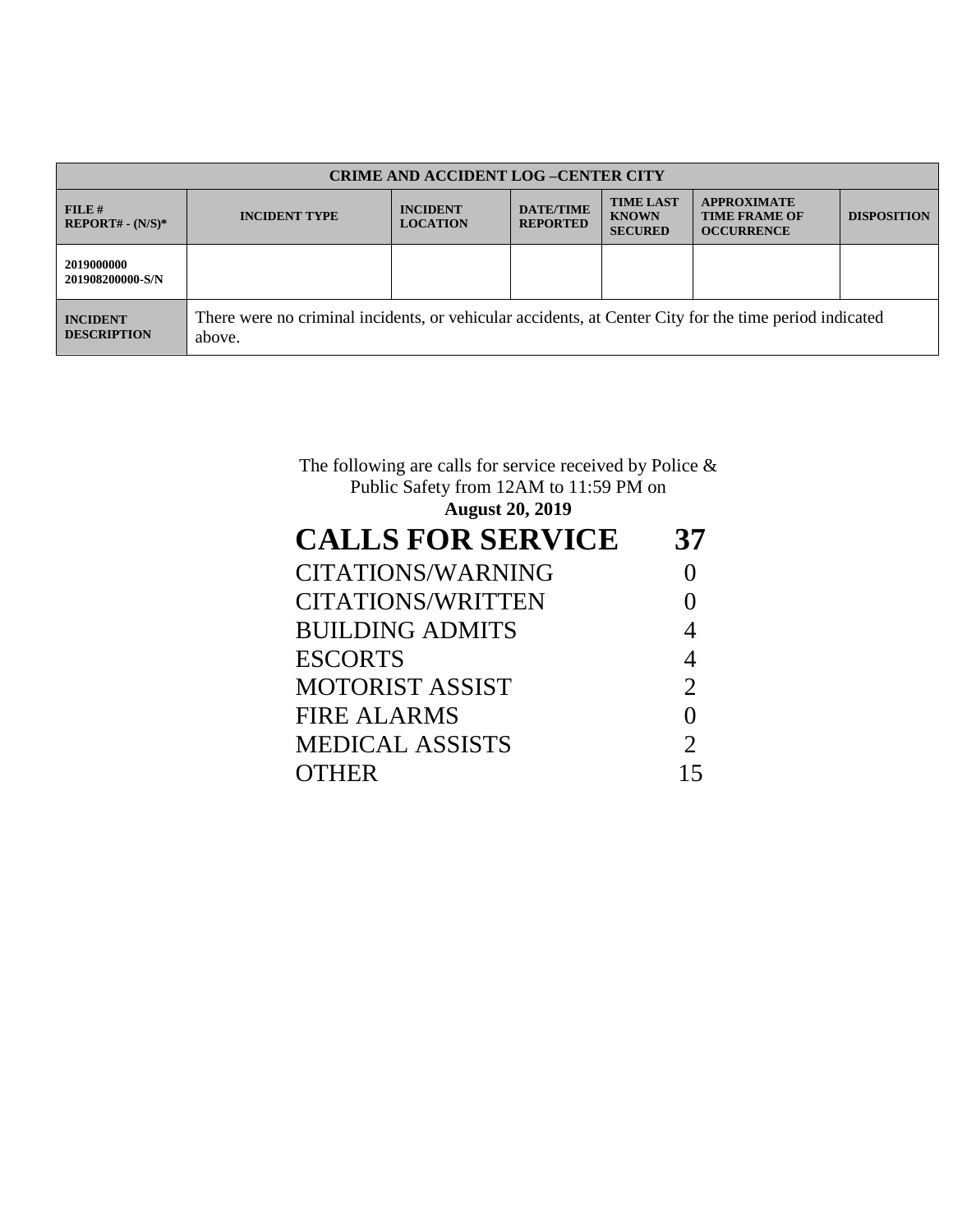| CRIME AND ACCIDENT LOG –CENTER CITY | | | | | | |
|---|---|---|---|---|---|---|
| **FILE # REPORT# - (N/S)*** | **INCIDENT TYPE** | **INCIDENT LOCATION** | **DATE/TIME REPORTED** | **TIME LAST KNOWN SECURED** | **APPROXIMATE TIME FRAME OF OCCURRENCE** | **DISPOSITION** |
| **2019000000 201908200000-S/N** | | | | | | |
| **INCIDENT DESCRIPTION** | There were no criminal incidents, or vehicular accidents, at Center City for the time period indicated above. | | | | | |

The following are calls for service received by Police & Public Safety from 12AM to 11:59 PM on

**August 20, 2019**

| | |
|---|---|
| **CALLS FOR SERVICE** | **37** |
| CITATIONS/WARNING | 0 |
| CITATIONS/WRITTEN | 0 |
| BUILDING ADMITS | 4 |
| ESCORTS | 4 |
| MOTORIST ASSIST | 2 |
| FIRE ALARMS | 0 |
| MEDICAL ASSISTS | 2 |
| OTHER | 15 |